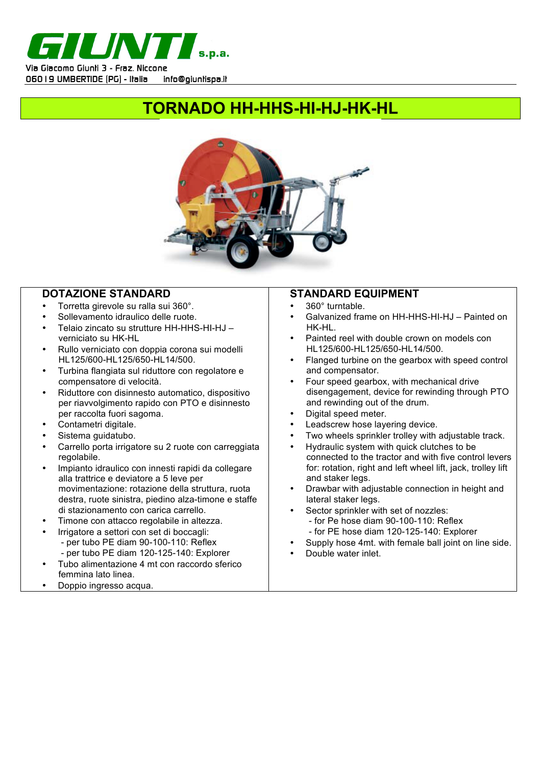# GIUNTI s.p.a.

Via Giacomo Giunti 3 - Fraz. Niccone
06019 UMBERTIDE (PG) - Italia    info@giuntispa.it

## TORNADO HH-HHS-HI-HJ-HK-HL

### DOTAZIONE STANDARD

- Torretta girevole su ralla sui 360°.
- Sollevamento idraulico delle ruote.
- Telaio zincato su strutture HH-HHS-HI-HJ – verniciato su HK-HL
- Rullo verniciato con doppia corona sui modelli HL125/600-HL125/650-HL14/500.
- Turbina flangiata sul riduttore con regolatore e compensatore di velocità.
- Riduttore con disinnesto automatico, dispositivo per riavvolgimento rapido con PTO e disinnesto per raccolta fuori sagoma.
- Contametri digitale.
- Sistema guidatubo.
- Carrello porta irrigatore su 2 ruote con carreggiata regolabile.
- Impianto idraulico con innesti rapidi da collegare alla trattrice e deviatore a 5 leve per movimentazione: rotazione della struttura, ruota destra, ruote sinistra, piedino alza-timone e staffe di stazionamento con carica carrello.
- Timone con attacco regolabile in altezza.
- Irrigatore a settori con set di boccagli:
  - per tubo PE diam 90-100-110: Reflex
  - per tubo PE diam 120-125-140: Explorer
- Tubo alimentazione 4 mt con raccordo sferico femmina lato linea.
- Doppio ingresso acqua.

### STANDARD EQUIPMENT

- 360° turntable.
- Galvanized frame on HH-HHS-HI-HJ – Painted on HK-HL.
- Painted reel with double crown on models con HL125/600-HL125/650-HL14/500.
- Flanged turbine on the gearbox with speed control and compensator.
- Four speed gearbox, with mechanical drive disengagement, device for rewinding through PTO and rewinding out of the drum.
- Digital speed meter.
- Leadscrew hose layering device.
- Two wheels sprinkler trolley with adjustable track.
- Hydraulic system with quick clutches to be connected to the tractor and with five control levers for: rotation, right and left wheel lift, jack, trolley lift and staker legs.
- Drawbar with adjustable connection in height and lateral staker legs.
- Sector sprinkler with set of nozzles:
  - for Pe hose diam 90-100-110: Reflex
  - for PE hose diam 120-125-140: Explorer
- Supply hose 4mt. with female ball joint on line side.
- Double water inlet.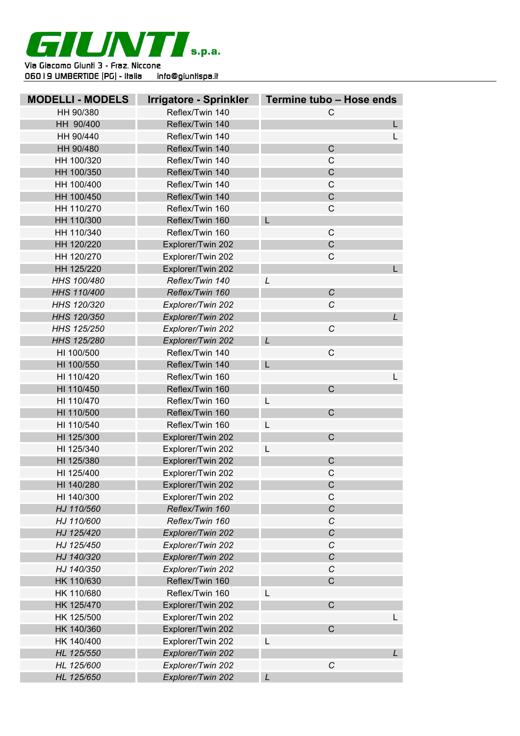| MODELLI - MODELS | Irrigatore - Sprinkler | Termine tubo – Hose ends |
|---|---|---|
| HH 90/380 | Reflex/Twin 140 | C |
| HH 90/400 | Reflex/Twin 140 | L |
| HH 90/440 | Reflex/Twin 140 | L |
| HH 90/480 | Reflex/Twin 140 | C |
| HH 100/320 | Reflex/Twin 140 | C |
| HH 100/350 | Reflex/Twin 140 | C |
| HH 100/400 | Reflex/Twin 140 | C |
| HH 100/450 | Reflex/Twin 140 | C |
| HH 110/270 | Reflex/Twin 160 | C |
| HH 110/300 | Reflex/Twin 160 | L |
| HH 110/340 | Reflex/Twin 160 | C |
| HH 120/220 | Explorer/Twin 202 | C |
| HH 120/270 | Explorer/Twin 202 | C |
| HH 125/220 | Explorer/Twin 202 | L |
| *HHS 100/480* | *Reflex/Twin 140* | *L* |
| *HHS 110/400* | *Reflex/Twin 160* | *C* |
| *HHS 120/320* | *Explorer/Twin 202* | *C* |
| *HHS 120/350* | *Explorer/Twin 202* | *L* |
| *HHS 125/250* | *Explorer/Twin 202* | *C* |
| *HHS 125/280* | *Explorer/Twin 202* | *L* |
| HI 100/500 | Reflex/Twin 140 | C |
| HI 100/550 | Reflex/Twin 140 | L |
| HI 110/420 | Reflex/Twin 160 | L |
| HI 110/450 | Reflex/Twin 160 | C |
| HI 110/470 | Reflex/Twin 160 | L |
| HI 110/500 | Reflex/Twin 160 | C |
| HI 110/540 | Reflex/Twin 160 | L |
| HI 125/300 | Explorer/Twin 202 | C |
| HI 125/340 | Explorer/Twin 202 | L |
| HI 125/380 | Explorer/Twin 202 | C |
| HI 125/400 | Explorer/Twin 202 | C |
| HI 140/280 | Explorer/Twin 202 | C |
| HI 140/300 | Explorer/Twin 202 | C |
| *HJ 110/560* | *Reflex/Twin 160* | *C* |
| *HJ 110/600* | *Reflex/Twin 160* | *C* |
| *HJ 125/420* | *Explorer/Twin 202* | *C* |
| *HJ 125/450* | *Explorer/Twin 202* | *C* |
| *HJ 140/320* | *Explorer/Twin 202* | *C* |
| *HJ 140/350* | *Explorer/Twin 202* | *C* |
| HK 110/630 | Reflex/Twin 160 | C |
| HK 110/680 | Reflex/Twin 160 | L |
| HK 125/470 | Explorer/Twin 202 | C |
| HK 125/500 | Explorer/Twin 202 | L |
| HK 140/360 | Explorer/Twin 202 | C |
| HK 140/400 | Explorer/Twin 202 | L |
| *HL 125/550* | *Explorer/Twin 202* | *L* |
| *HL 125/600* | *Explorer/Twin 202* | *C* |
| *HL 125/650* | *Explorer/Twin 202* | *L* |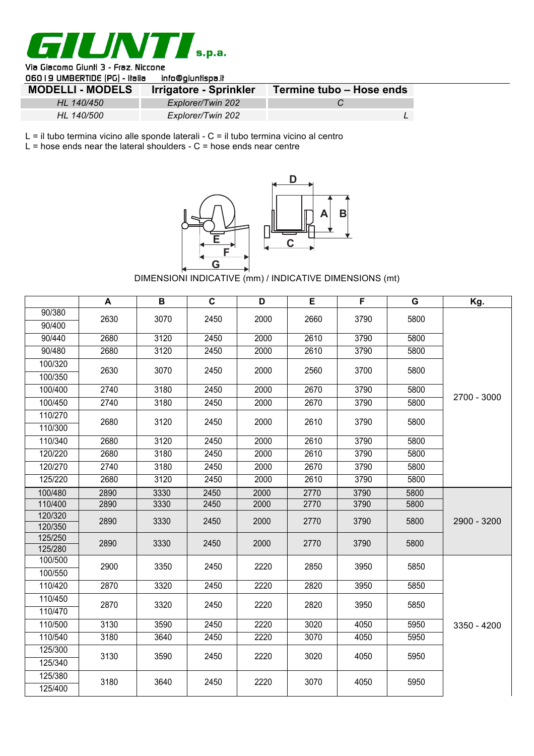# GIUNTI s.p.a.

Via Giacomo Giunti 3 - Fraz. Niccone
06019 UMBERTIDE (PG) - Italia info@giuntispa.it

| MODELLI - MODELS | Irrigatore - Sprinkler | Termine tubo – Hose ends |
|---|---|---|
| *HL 140/450* | *Explorer/Twin 202* | *C* |
| *HL 140/500* | *Explorer/Twin 202* | *L* |

L = il tubo termina vicino alle sponde laterali - C = il tubo termina vicino al centro
L = hose ends near the lateral shoulders - C = hose ends near centre

DIMENSIONI INDICATIVE (mm) / INDICATIVE DIMENSIONS (mt)

| | A | B | C | D | E | F | G | Kg. |
|---|---|---|---|---|---|---|---|---|
| 90/380 | 2630 | 3070 | 2450 | 2000 | 2660 | 3790 | 5800 | 2700 - 3000 |
| 90/400 | 2630 | 3070 | 2450 | 2000 | 2660 | 3790 | 5800 | 2700 - 3000 |
| 90/440 | 2680 | 3120 | 2450 | 2000 | 2610 | 3790 | 5800 | 2700 - 3000 |
| 90/480 | 2680 | 3120 | 2450 | 2000 | 2610 | 3790 | 5800 | 2700 - 3000 |
| 100/320 | 2630 | 3070 | 2450 | 2000 | 2560 | 3700 | 5800 | 2700 - 3000 |
| 100/350 | 2630 | 3070 | 2450 | 2000 | 2560 | 3700 | 5800 | 2700 - 3000 |
| 100/400 | 2740 | 3180 | 2450 | 2000 | 2670 | 3790 | 5800 | 2700 - 3000 |
| 100/450 | 2740 | 3180 | 2450 | 2000 | 2670 | 3790 | 5800 | 2700 - 3000 |
| 110/270 | 2680 | 3120 | 2450 | 2000 | 2610 | 3790 | 5800 | 2700 - 3000 |
| 110/300 | 2680 | 3120 | 2450 | 2000 | 2610 | 3790 | 5800 | 2700 - 3000 |
| 110/340 | 2680 | 3120 | 2450 | 2000 | 2610 | 3790 | 5800 | 2700 - 3000 |
| 120/220 | 2680 | 3180 | 2450 | 2000 | 2610 | 3790 | 5800 | 2700 - 3000 |
| 120/270 | 2740 | 3180 | 2450 | 2000 | 2670 | 3790 | 5800 | 2700 - 3000 |
| 125/220 | 2680 | 3120 | 2450 | 2000 | 2610 | 3790 | 5800 | 2700 - 3000 |
| 100/480 | 2890 | 3330 | 2450 | 2000 | 2770 | 3790 | 5800 | 2900 - 3200 |
| 110/400 | 2890 | 3330 | 2450 | 2000 | 2770 | 3790 | 5800 | 2900 - 3200 |
| 120/320 | 2890 | 3330 | 2450 | 2000 | 2770 | 3790 | 5800 | 2900 - 3200 |
| 120/350 | 2890 | 3330 | 2450 | 2000 | 2770 | 3790 | 5800 | 2900 - 3200 |
| 125/250 | 2890 | 3330 | 2450 | 2000 | 2770 | 3790 | 5800 | 2900 - 3200 |
| 125/280 | 2890 | 3330 | 2450 | 2000 | 2770 | 3790 | 5800 | 2900 - 3200 |
| 100/500 | 2900 | 3350 | 2450 | 2220 | 2850 | 3950 | 5850 | 3350 - 4200 |
| 100/550 | 2900 | 3350 | 2450 | 2220 | 2850 | 3950 | 5850 | 3350 - 4200 |
| 110/420 | 2870 | 3320 | 2450 | 2220 | 2820 | 3950 | 5850 | 3350 - 4200 |
| 110/450 | 2870 | 3320 | 2450 | 2220 | 2820 | 3950 | 5850 | 3350 - 4200 |
| 110/470 | 2870 | 3320 | 2450 | 2220 | 2820 | 3950 | 5850 | 3350 - 4200 |
| 110/500 | 3130 | 3590 | 2450 | 2220 | 3020 | 4050 | 5950 | 3350 - 4200 |
| 110/540 | 3180 | 3640 | 2450 | 2220 | 3070 | 4050 | 5950 | 3350 - 4200 |
| 125/300 | 3130 | 3590 | 2450 | 2220 | 3020 | 4050 | 5950 | 3350 - 4200 |
| 125/340 | 3130 | 3590 | 2450 | 2220 | 3020 | 4050 | 5950 | 3350 - 4200 |
| 125/380 | 3180 | 3640 | 2450 | 2220 | 3070 | 4050 | 5950 | 3350 - 4200 |
| 125/400 | 3180 | 3640 | 2450 | 2220 | 3070 | 4050 | 5950 | 3350 - 4200 |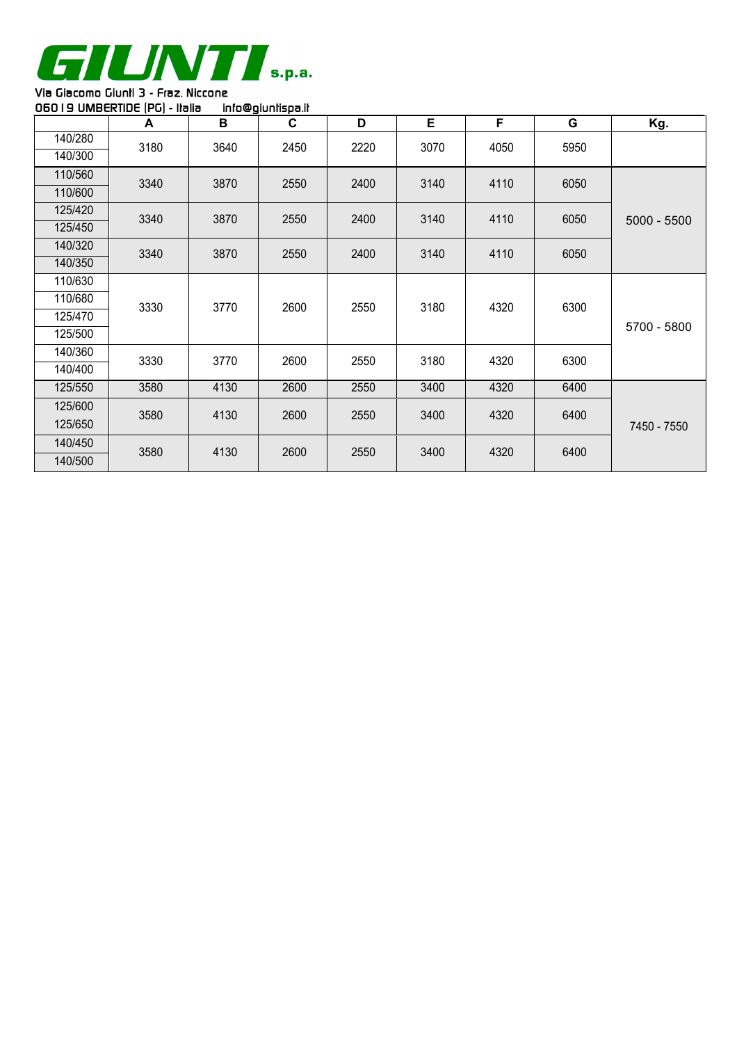# GIUNTI s.p.a.

Via Giacomo Giunti 3 - Fraz. Niccone
06019 UMBERTIDE (PG) - Italia info@giuntispa.it

| | A | B | C | D | E | F | G | Kg. |
|---|---|---|---|---|---|---|---|---|
| 140/280 | 3180 | 3640 | 2450 | 2220 | 3070 | 4050 | 5950 | |
| 140/300 | | | | | | | | |
| 110/560 | 3340 | 3870 | 2550 | 2400 | 3140 | 4110 | 6050 | 5000 - 5500 |
| 110/600 | | | | | | | | |
| 125/420 | 3340 | 3870 | 2550 | 2400 | 3140 | 4110 | 6050 | |
| 125/450 | | | | | | | | |
| 140/320 | 3340 | 3870 | 2550 | 2400 | 3140 | 4110 | 6050 | |
| 140/350 | | | | | | | | |
| 110/630 | 3330 | 3770 | 2600 | 2550 | 3180 | 4320 | 6300 | 5700 - 5800 |
| 110/680 | | | | | | | | |
| 125/470 | | | | | | | | |
| 125/500 | | | | | | | | |
| 140/360 | 3330 | 3770 | 2600 | 2550 | 3180 | 4320 | 6300 | |
| 140/400 | | | | | | | | |
| 125/550 | 3580 | 4130 | 2600 | 2550 | 3400 | 4320 | 6400 | 7450 - 7550 |
| 125/600 | 3580 | 4130 | 2600 | 2550 | 3400 | 4320 | 6400 | |
| 125/650 | | | | | | | | |
| 140/450 | 3580 | 4130 | 2600 | 2550 | 3400 | 4320 | 6400 | |
| 140/500 | | | | | | | | |